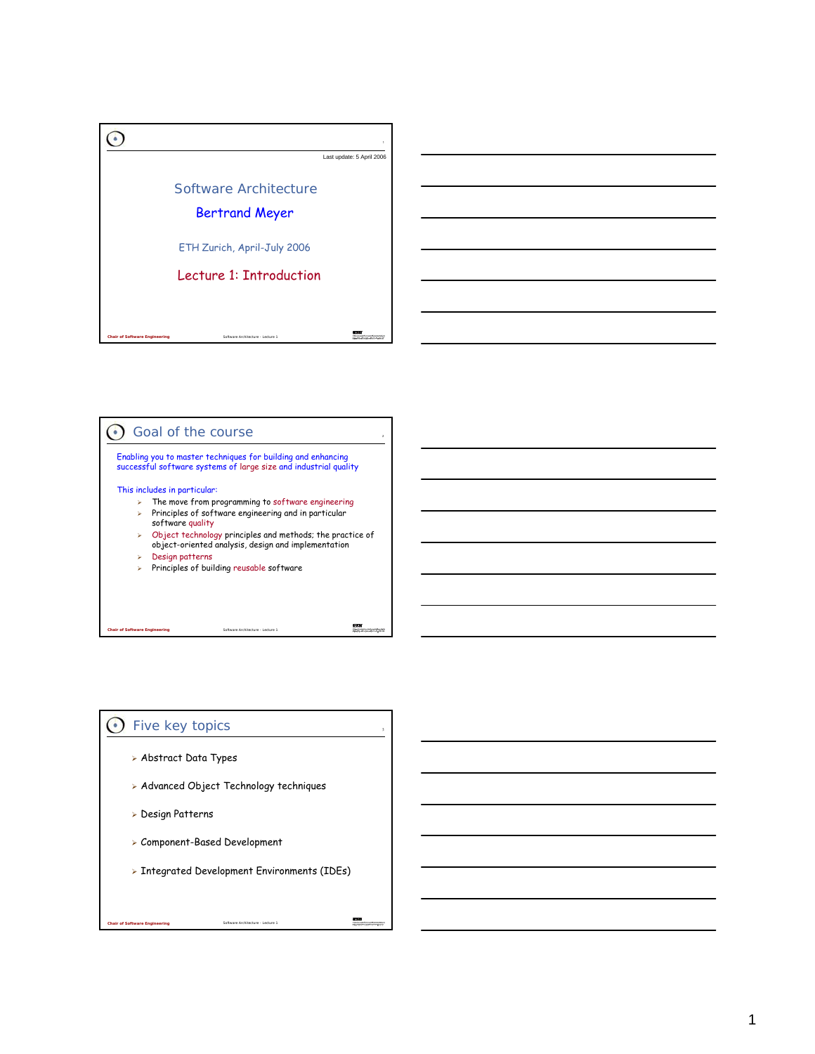Last update: 5 April 2006

# Software Architecture

**Bertrand Meyer**

ETH Zurich, April-July 2006

## Lecture 1: Introduction

## Goal of the course

Enabling you to master techniques for building and enhancing successful software systems of large size and industrial quality

This includes in particular:

- The move from programming to software engineering
- Principles of software engineering and in particular software quality
- Object technology principles and methods; the practice of object-oriented analysis, design and implementation
- Design patterns
- Principles of building reusable software

## Five key topics

- Abstract Data Types
- Advanced Object Technology techniques
- Design Patterns
- Component-Based Development
- Integrated Development Environments (IDEs)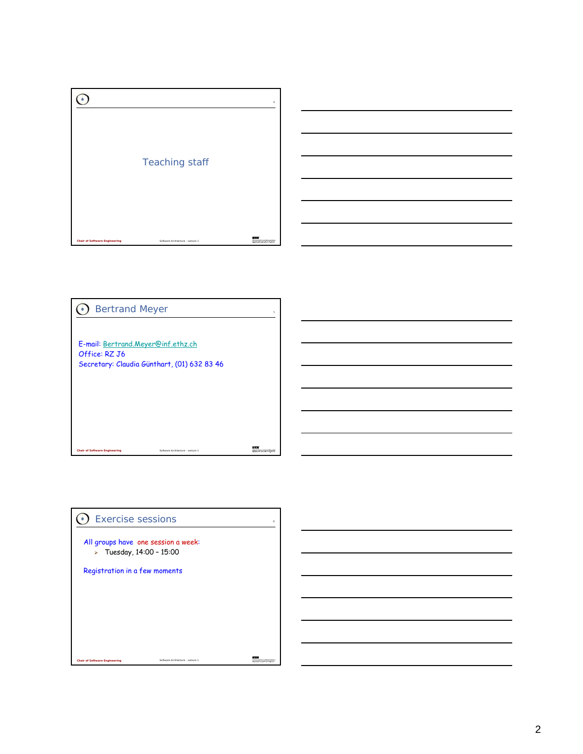## Teaching staff

## Bertrand Meyer

E-mail: Bertrand.Meyer@inf.ethz.ch
Office: RZ J6
Secretary: Claudia Günthart, (01) 632 83 46

## Exercise sessions

All groups have one session a week:

- Tuesday, 14:00 – 15:00

Registration in a few moments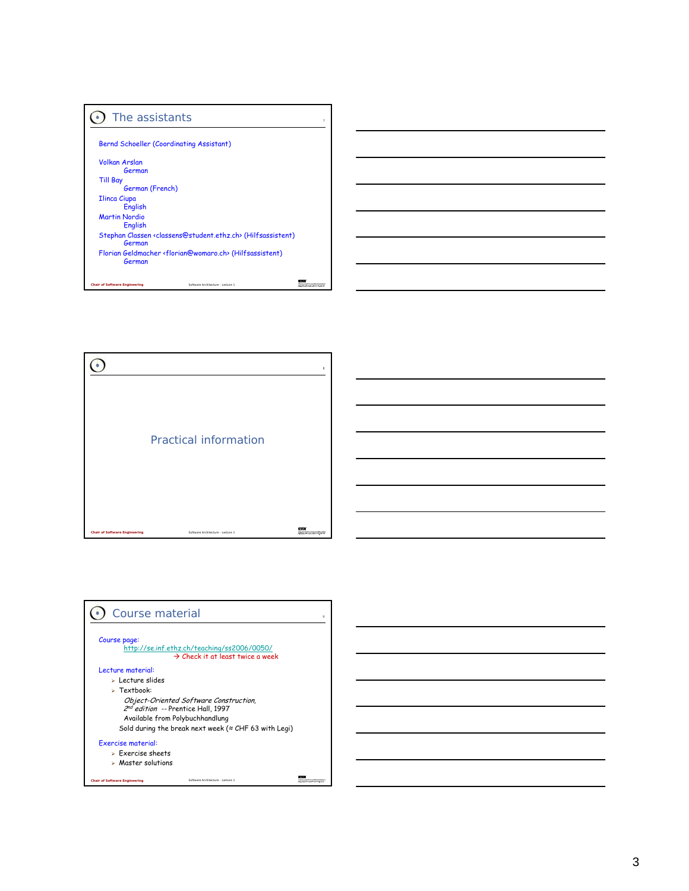## The assistants

Bernd Schoeller (Coordinating Assistant)

Volkan Arslan
German

Till Bay
German (French)

Ilinca Ciupa
English

Martin Nordio
English

Stephan Classen <classens@student.ethz.ch> (Hilfsassistent)
German

Florian Geldmacher <florian@womaro.ch> (Hilfsassistent)
German

## Practical information

## Course material

Course page:
http://se.inf.ethz.ch/teaching/ss2006/0050/
→ Check it at least twice a week

Lecture material:

- Lecture slides
- Textbook:
  *Object-Oriented Software Construction, 2nd edition* -- Prentice Hall, 1997
  Available from Polybuchhandlung
  Sold during the break next week (≈ CHF 63 with Legi)

Exercise material:

- Exercise sheets
- Master solutions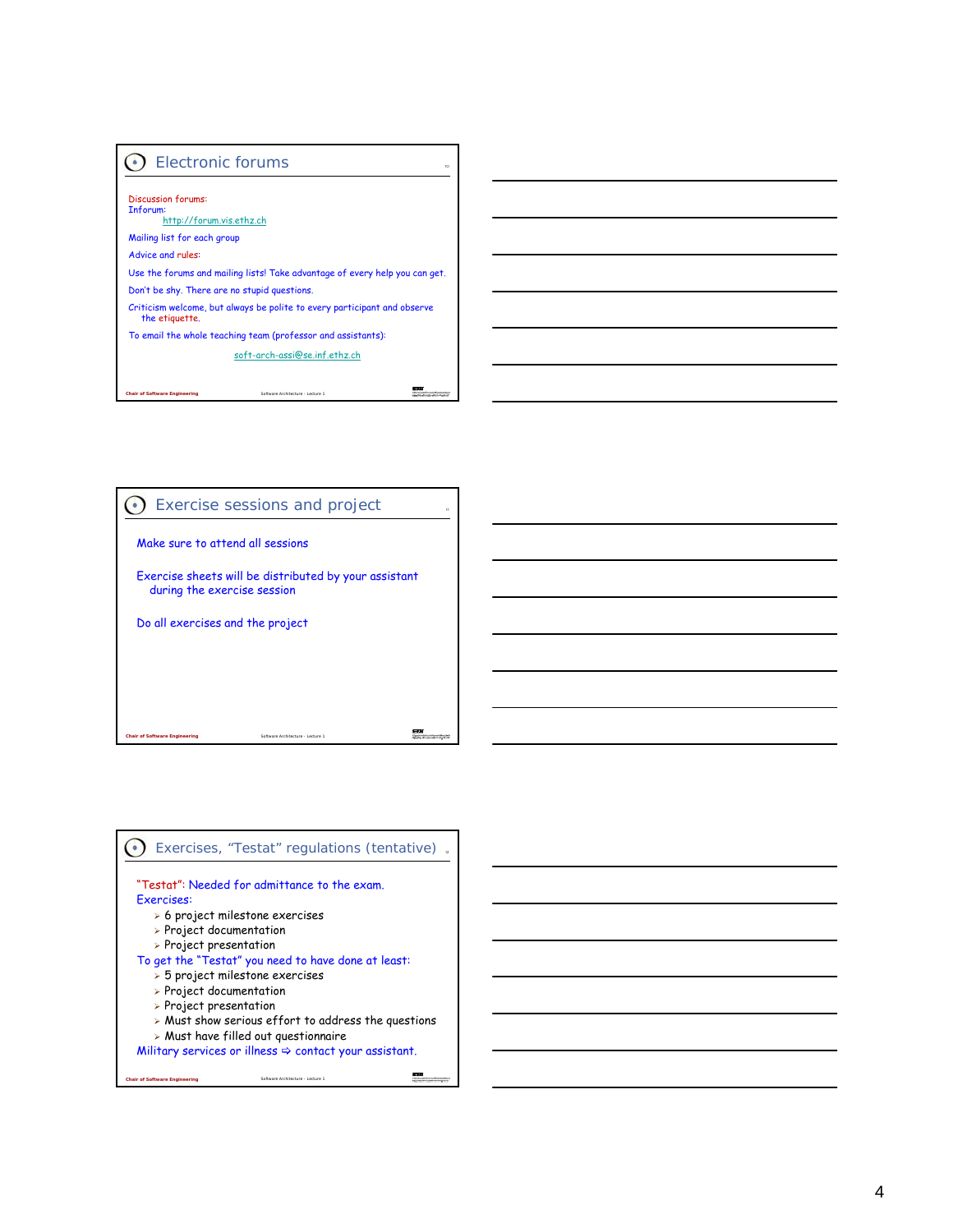## Electronic forums

Discussion forums:
Inforum:
http://forum.vis.ethz.ch

Mailing list for each group

Advice and rules:

Use the forums and mailing lists! Take advantage of every help you can get.

Don't be shy. There are no stupid questions.

Criticism welcome, but always be polite to every participant and observe the etiquette.

To email the whole teaching team (professor and assistants):

soft-arch-assi@se.inf.ethz.ch

## Exercise sessions and project

Make sure to attend all sessions

Exercise sheets will be distributed by your assistant during the exercise session

Do all exercises and the project

## Exercises, "Testat" regulations (tentative)

"Testat": Needed for admittance to the exam.

Exercises:

- 6 project milestone exercises
- Project documentation
- Project presentation

To get the "Testat" you need to have done at least:

- 5 project milestone exercises
- Project documentation
- Project presentation
- Must show serious effort to address the questions
- Must have filled out questionnaire

Military services or illness ⇨ contact your assistant.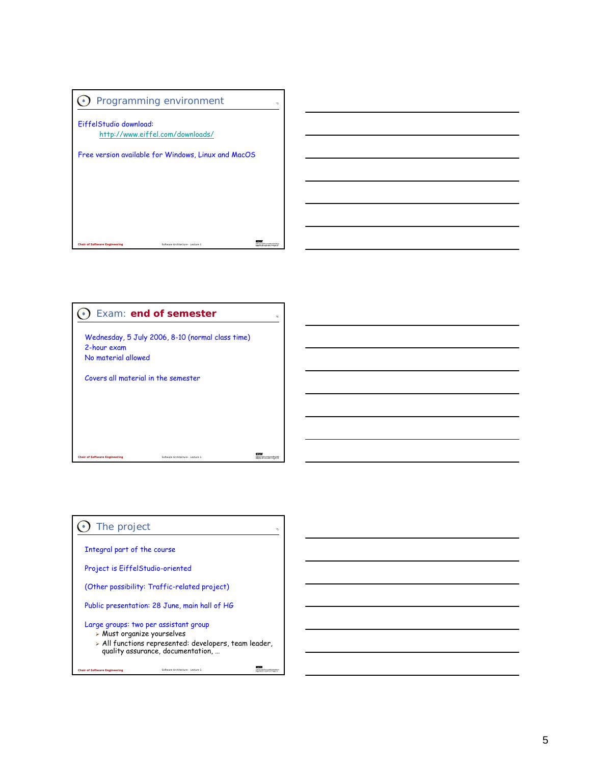## Programming environment

EiffelStudio download:

http://www.eiffel.com/downloads/

Free version available for Windows, Linux and MacOS

## Exam: **end of semester**

Wednesday, 5 July 2006, 8-10 (normal class time)
2-hour exam
No material allowed

Covers all material in the semester

## The project

Integral part of the course

Project is EiffelStudio-oriented

(Other possibility: Traffic-related project)

Public presentation: 28 June, main hall of HG

Large groups: two per assistant group

- Must organize yourselves
- All functions represented: developers, team leader, quality assurance, documentation, …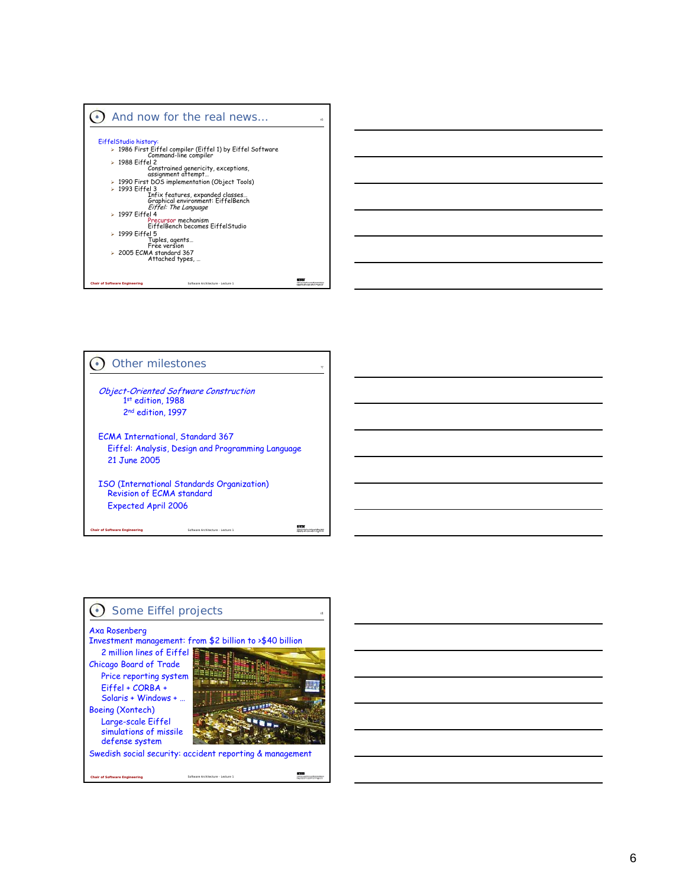## And now for the real news…

EiffelStudio history:

- 1986 First Eiffel compiler (Eiffel 1) by Eiffel Software
  Command-line compiler
- 1988 Eiffel 2
  Constrained genericity, exceptions, assignment attempt…
- 1990 First DOS implementation (Object Tools)
- 1993 Eiffel 3
  Infix features, expanded classes…
  Graphical environment: EiffelBench
  *Eiffel: The Language*
- 1997 Eiffel 4
  Precursor mechanism
  EiffelBench becomes EiffelStudio
- 1999 Eiffel 5
  Tuples, agents…
  Free version
- 2005 ECMA standard 367
  Attached types, …

## Other milestones

*Object-Oriented Software Construction*
1st edition, 1988
2nd edition, 1997

ECMA International, Standard 367
Eiffel: Analysis, Design and Programming Language
21 June 2005

ISO (International Standards Organization)
Revision of ECMA standard
Expected April 2006

## Some Eiffel projects

Axa Rosenberg
Investment management: from $2 billion to >$40 billion
2 million lines of Eiffel

Chicago Board of Trade
Price reporting system
Eiffel + CORBA + Solaris + Windows + …

Boeing (Xontech)
Large-scale Eiffel simulations of missile defense system

Swedish social security: accident reporting & management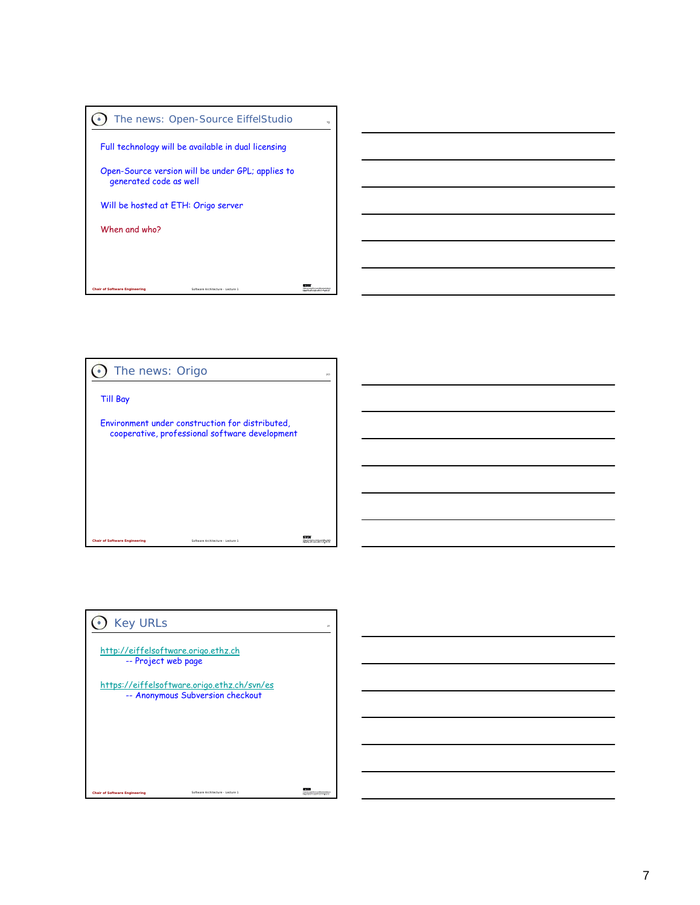## The news: Open-Source EiffelStudio

Full technology will be available in dual licensing

Open-Source version will be under GPL; applies to generated code as well

Will be hosted at ETH: Origo server

When and who?

## The news: Origo

Till Bay

Environment under construction for distributed, cooperative, professional software development

## Key URLs

http://eiffelsoftware.origo.ethz.ch
-- Project web page

https://eiffelsoftware.origo.ethz.ch/svn/es
-- Anonymous Subversion checkout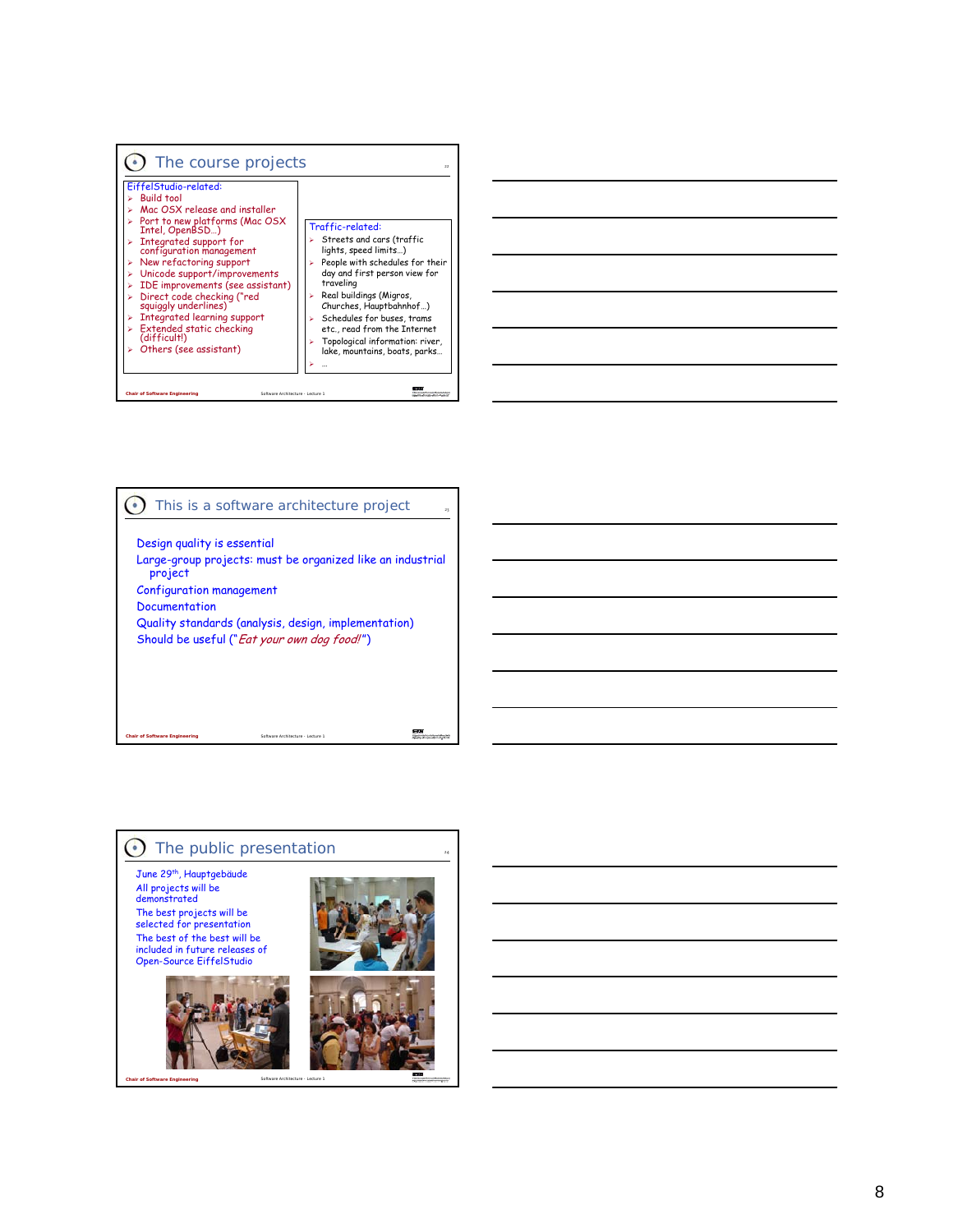## The course projects

**EifelStudio-related:**

- Build tool
- Mac OSX release and installer
- Port to new platforms (Mac OSX Intel, OpenBSD…)
- Integrated support for configuration management
- New refactoring support
- Unicode support/improvements
- IDE improvements (see assistant)
- Direct code checking ("red squiggly underlines)
- Integrated learning support
- Extended static checking (difficult!)
- Others (see assistant)

**Traffic-related:**

- Streets and cars (traffic lights, speed limits…)
- People with schedules for their day and first person view for traveling
- Real buildings (Migros, Churches, Hauptbahnhof…)
- Schedules for buses, trams etc., read from the Internet
- Topological information: river, lake, mountains, boats, parks…
- …

## This is a software architecture project

Design quality is essential

Large-group projects: must be organized like an industrial project

Configuration management

Documentation

Quality standards (analysis, design, implementation)

Should be useful ("*Eat your own dog food!*")

## The public presentation

June 29th, Hauptgebäude

All projects will be demonstrated

The best projects will be selected for presentation

The best of the best will be included in future releases of Open-Source EiffelStudio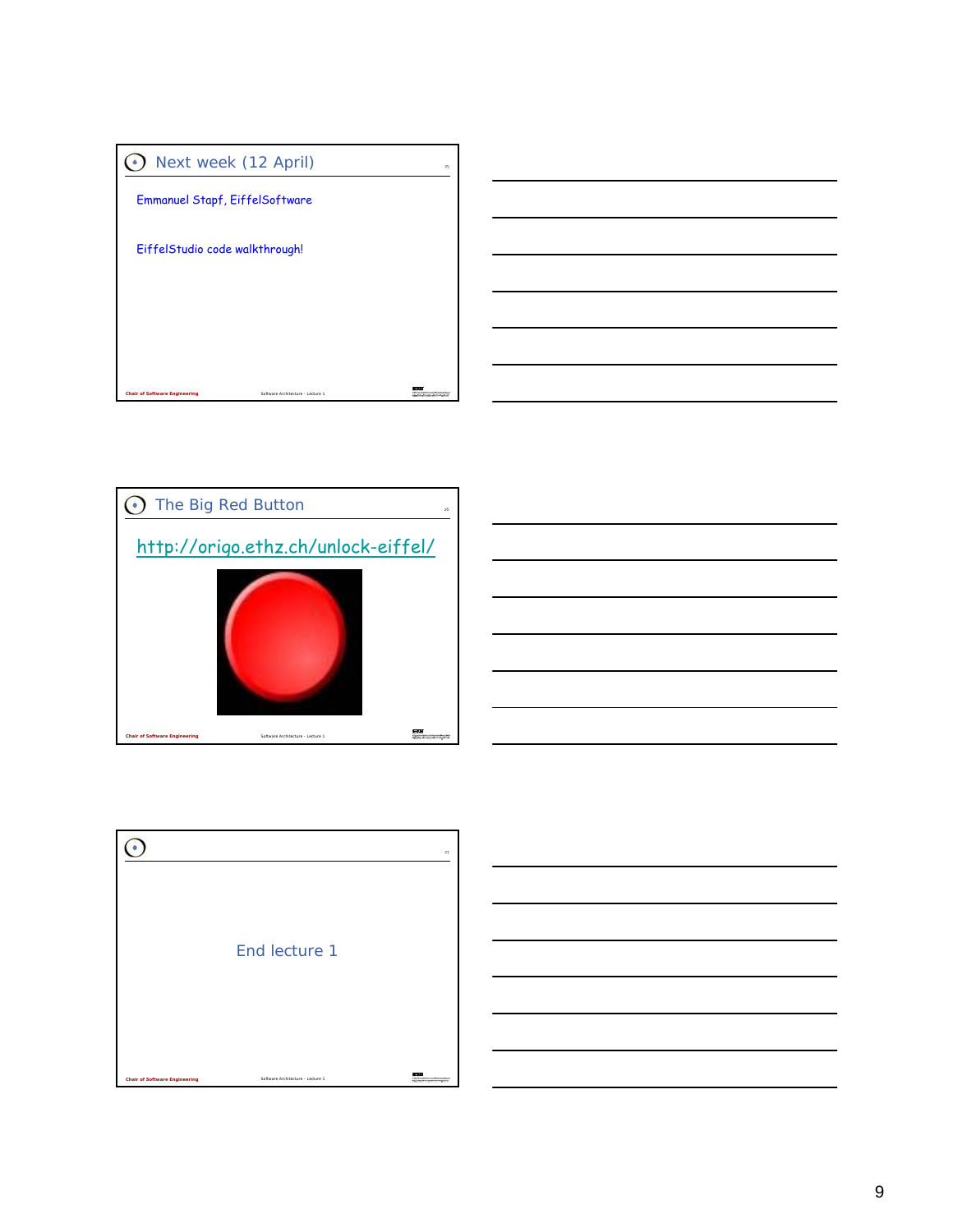## Next week (12 April)

Emmanuel Stapf, EiffelSoftware

EiffelStudio code walkthrough!

## The Big Red Button

http://origo.ethz.ch/unlock-eiffel/

End lecture 1